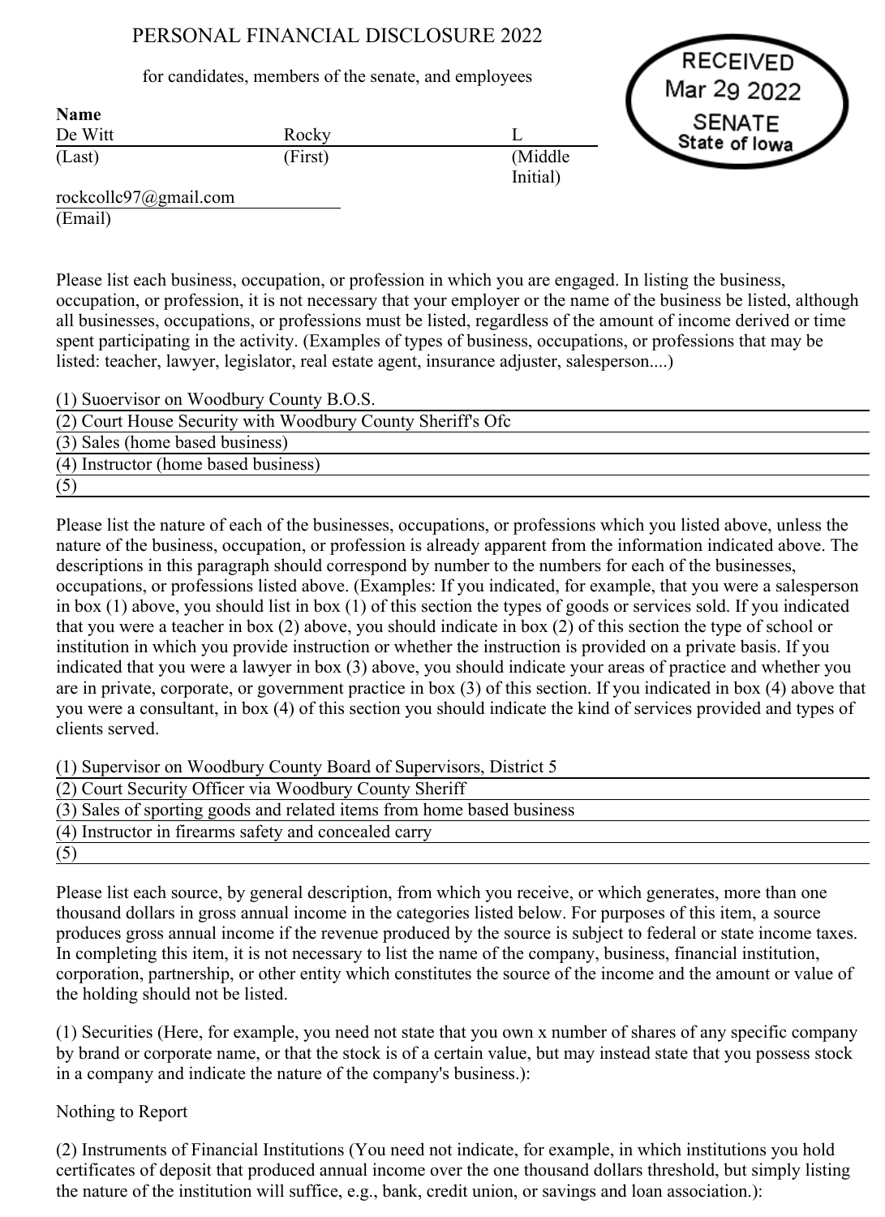# PERSONAL FINANCIAL DISCLOSURE 2022

for candidates, members of the senate, and employees

RECEIVED
Mar 29 2022
SENATE
State of Iowa

**Name**

| De Witt | Rocky | L |
|---|---|---|
| (Last) | (First) | (Middle Initial) |

rockcollc97@gmail.com
(Email)

Please list each business, occupation, or profession in which you are engaged. In listing the business, occupation, or profession, it is not necessary that your employer or the name of the business be listed, although all businesses, occupations, or professions must be listed, regardless of the amount of income derived or time spent participating in the activity. (Examples of types of business, occupations, or professions that may be listed: teacher, lawyer, legislator, real estate agent, insurance adjuster, salesperson....)

(1) Suoervisor on Woodbury County B.O.S.
(2) Court House Security with Woodbury County Sheriff's Ofc
(3) Sales (home based business)
(4) Instructor (home based business)
(5)

Please list the nature of each of the businesses, occupations, or professions which you listed above, unless the nature of the business, occupation, or profession is already apparent from the information indicated above. The descriptions in this paragraph should correspond by number to the numbers for each of the businesses, occupations, or professions listed above. (Examples: If you indicated, for example, that you were a salesperson in box (1) above, you should list in box (1) of this section the types of goods or services sold. If you indicated that you were a teacher in box (2) above, you should indicate in box (2) of this section the type of school or institution in which you provide instruction or whether the instruction is provided on a private basis. If you indicated that you were a lawyer in box (3) above, you should indicate your areas of practice and whether you are in private, corporate, or government practice in box (3) of this section. If you indicated in box (4) above that you were a consultant, in box (4) of this section you should indicate the kind of services provided and types of clients served.

(1) Supervisor on Woodbury County Board of Supervisors, District 5
(2) Court Security Officer via Woodbury County Sheriff
(3) Sales of sporting goods and related items from home based business
(4) Instructor in firearms safety and concealed carry
(5)

Please list each source, by general description, from which you receive, or which generates, more than one thousand dollars in gross annual income in the categories listed below. For purposes of this item, a source produces gross annual income if the revenue produced by the source is subject to federal or state income taxes. In completing this item, it is not necessary to list the name of the company, business, financial institution, corporation, partnership, or other entity which constitutes the source of the income and the amount or value of the holding should not be listed.

(1) Securities (Here, for example, you need not state that you own x number of shares of any specific company by brand or corporate name, or that the stock is of a certain value, but may instead state that you possess stock in a company and indicate the nature of the company's business.):

Nothing to Report

(2) Instruments of Financial Institutions (You need not indicate, for example, in which institutions you hold certificates of deposit that produced annual income over the one thousand dollars threshold, but simply listing the nature of the institution will suffice, e.g., bank, credit union, or savings and loan association.):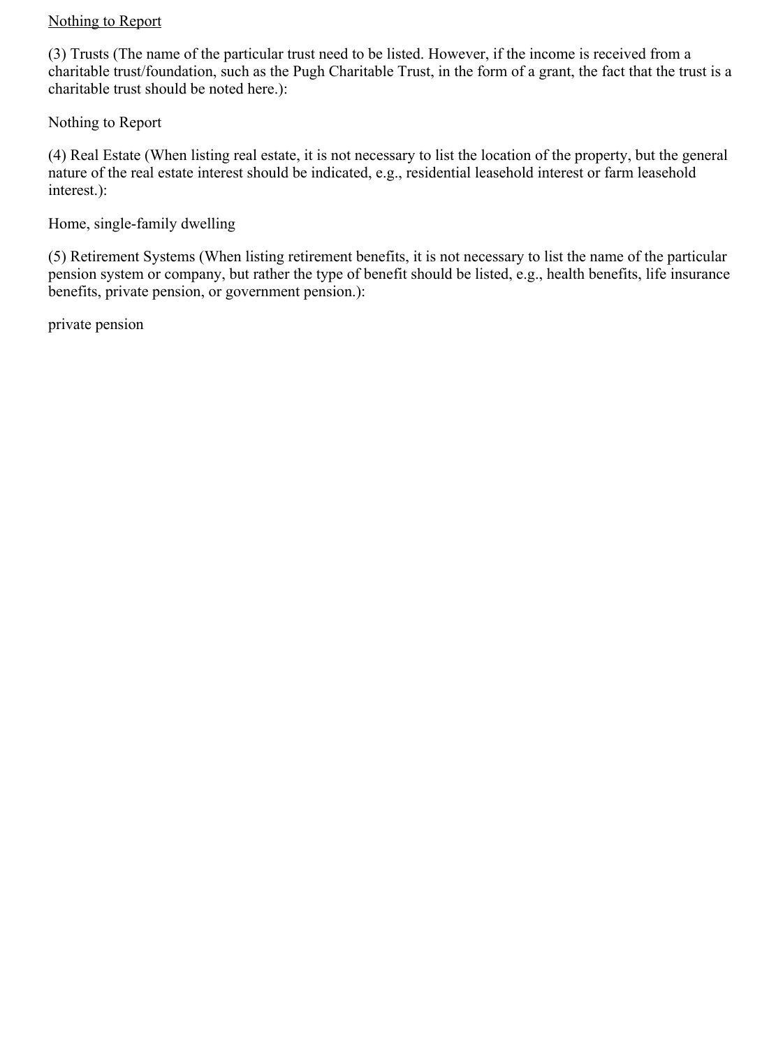<u>Nothing to Report</u>

(3) Trusts (The name of the particular trust need to be listed. However, if the income is received from a charitable trust/foundation, such as the Pugh Charitable Trust, in the form of a grant, the fact that the trust is a charitable trust should be noted here.):

Nothing to Report

(4) Real Estate (When listing real estate, it is not necessary to list the location of the property, but the general nature of the real estate interest should be indicated, e.g., residential leasehold interest or farm leasehold interest.):

Home, single-family dwelling

(5) Retirement Systems (When listing retirement benefits, it is not necessary to list the name of the particular pension system or company, but rather the type of benefit should be listed, e.g., health benefits, life insurance benefits, private pension, or government pension.):

private pension